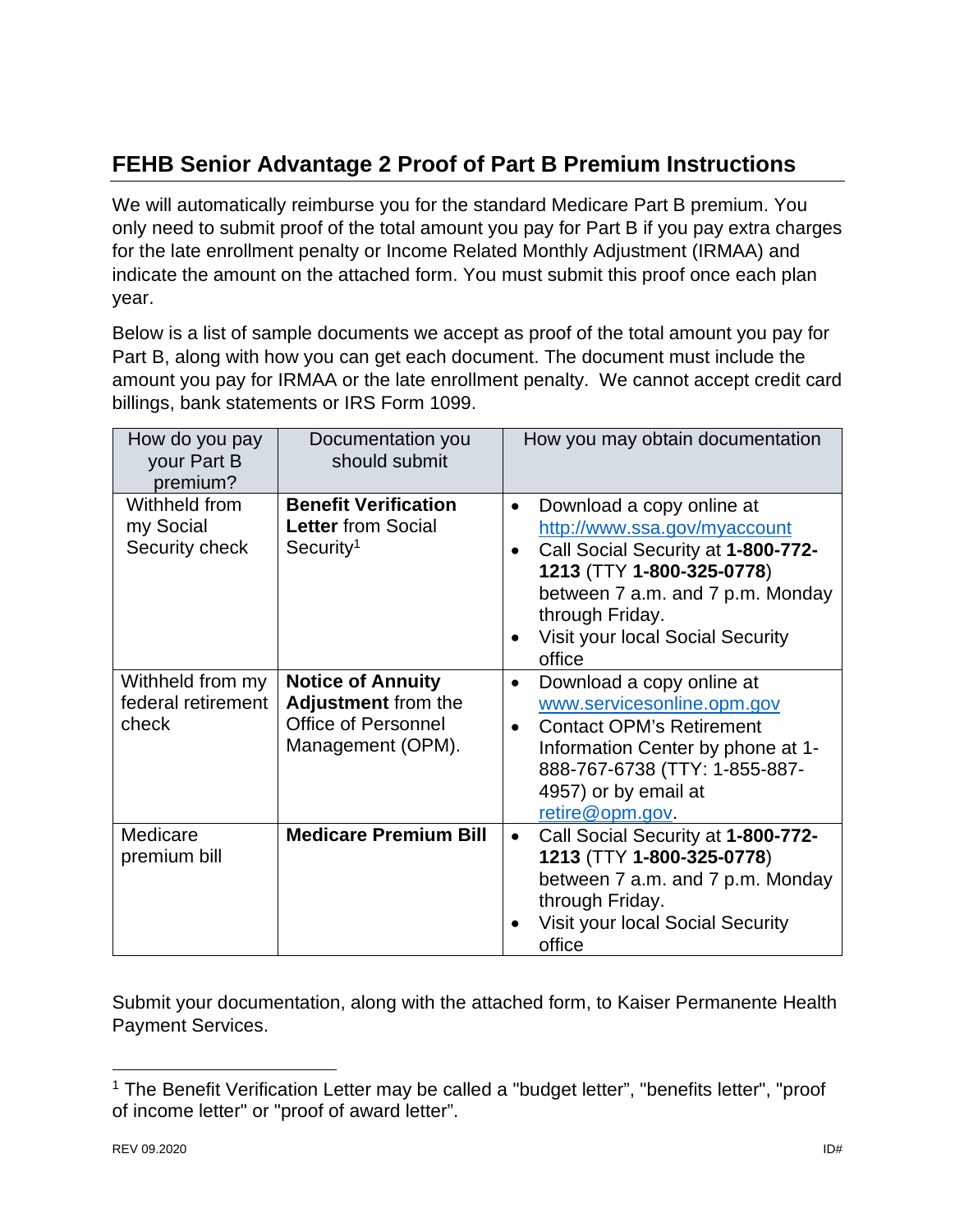## FEHB Senior Advantage 2 Proof of Part B Premium Instructions

We will automatically reimburse you for the standard Medicare Part B premium. You only need to submit proof of the total amount you pay for Part B if you pay extra charges for the late enrollment penalty or Income Related Monthly Adjustment (IRMAA) and indicate the amount on the attached form. You must submit this proof once each plan year.

Below is a list of sample documents we accept as proof of the total amount you pay for Part B, along with how you can get each document. The document must include the amount you pay for IRMAA or the late enrollment penalty. We cannot accept credit card billings, bank statements or IRS Form 1099.

| How do you pay your Part B premium? | Documentation you should submit | How you may obtain documentation |
|---|---|---|
| Withheld from my Social Security check | **Benefit Verification Letter** from Social Security[1] | • Download a copy online at http://www.ssa.gov/myaccount<br>• Call Social Security at **1-800-772-1213** (TTY **1-800-325-0778**) between 7 a.m. and 7 p.m. Monday through Friday.<br>• Visit your local Social Security office |
| Withheld from my federal retirement check | **Notice of Annuity Adjustment** from the Office of Personnel Management (OPM). | • Download a copy online at www.servicesonline.opm.gov<br>• Contact OPM's Retirement Information Center by phone at 1-888-767-6738 (TTY: 1-855-887-4957) or by email at retire@opm.gov. |
| Medicare premium bill | **Medicare Premium Bill** | • Call Social Security at **1-800-772-1213** (TTY **1-800-325-0778**) between 7 a.m. and 7 p.m. Monday through Friday.<br>• Visit your local Social Security office |

Submit your documentation, along with the attached form, to Kaiser Permanente Health Payment Services.

[1] The Benefit Verification Letter may be called a "budget letter", "benefits letter", "proof of income letter" or "proof of award letter".

REV 09.2020 ID#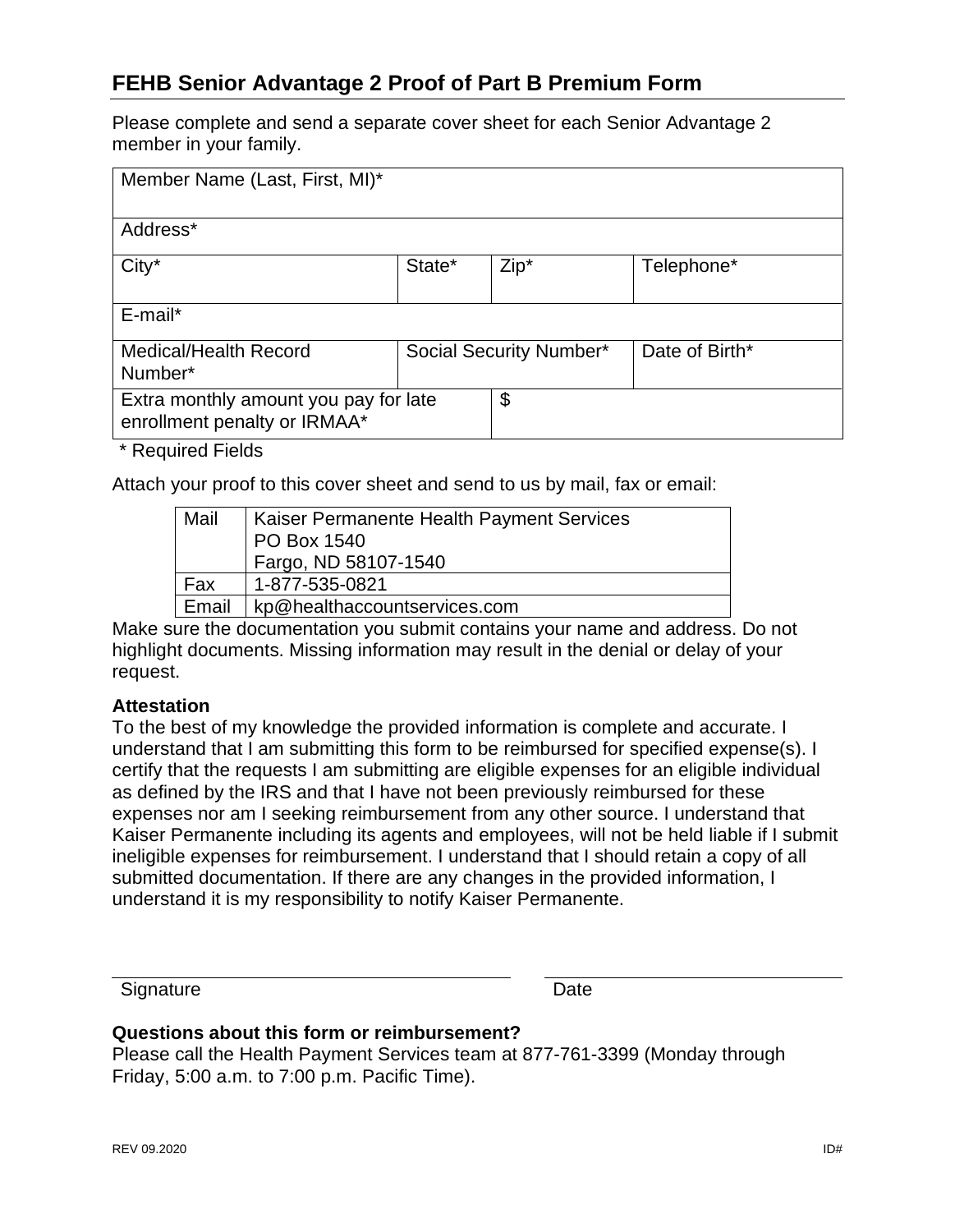# FEHB Senior Advantage 2 Proof of Part B Premium Form

Please complete and send a separate cover sheet for each Senior Advantage 2 member in your family.

| | | | |
|---|---|---|---|
| Member Name (Last, First, MI)* | | | |
| Address* | | | |
| City* | State* | Zip* | Telephone* |
| E-mail* | | | |
| Medical/Health Record Number* | Social Security Number* | | Date of Birth* |
| Extra monthly amount you pay for late enrollment penalty or IRMAA* | | $ | |

\* Required Fields

Attach your proof to this cover sheet and send to us by mail, fax or email:

| | |
|---|---|
| Mail | Kaiser Permanente Health Payment Services<br>PO Box 1540<br>Fargo, ND 58107-1540 |
| Fax | 1-877-535-0821 |
| Email | kp@healthaccountservices.com |

Make sure the documentation you submit contains your name and address. Do not highlight documents. Missing information may result in the denial or delay of your request.

**Attestation**

To the best of my knowledge the provided information is complete and accurate. I understand that I am submitting this form to be reimbursed for specified expense(s). I certify that the requests I am submitting are eligible expenses for an eligible individual as defined by the IRS and that I have not been previously reimbursed for these expenses nor am I seeking reimbursement from any other source. I understand that Kaiser Permanente including its agents and employees, will not be held liable if I submit ineligible expenses for reimbursement. I understand that I should retain a copy of all submitted documentation. If there are any changes in the provided information, I understand it is my responsibility to notify Kaiser Permanente.

Signature ______________________ Date ______________________

**Questions about this form or reimbursement?**

Please call the Health Payment Services team at 877-761-3399 (Monday through Friday, 5:00 a.m. to 7:00 p.m. Pacific Time).

REV 09.2020 ID#